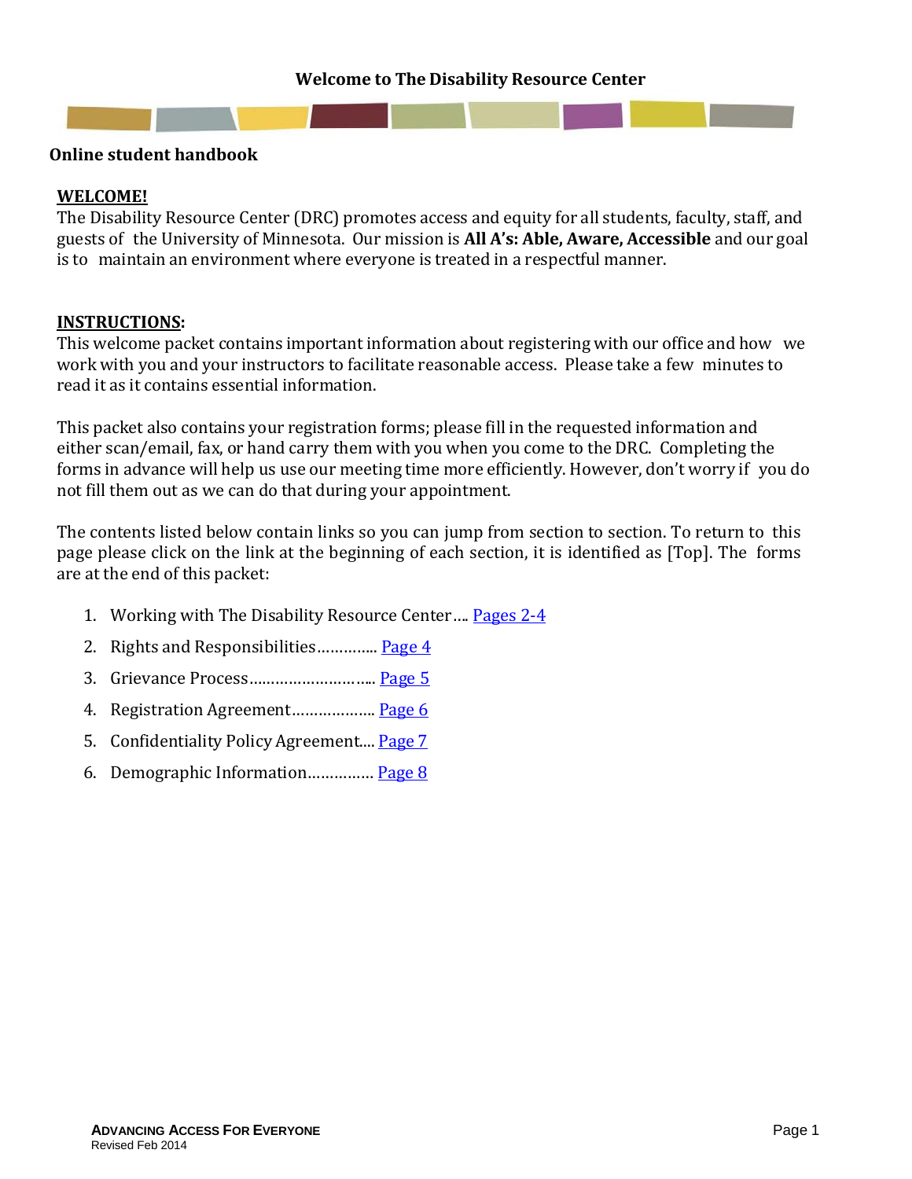# Welcome to The Disability Resource Center

## Online student handbook

**WELCOME!**

The Disability Resource Center (DRC) promotes access and equity for all students, faculty, staff, and guests of the University of Minnesota. Our mission is **All A's: Able, Aware, Accessible** and our goal is to maintain an environment where everyone is treated in a respectful manner.

**INSTRUCTIONS:**

This welcome packet contains important information about registering with our office and how we work with you and your instructors to facilitate reasonable access. Please take a few minutes to read it as it contains essential information.

This packet also contains your registration forms; please fill in the requested information and either scan/email, fax, or hand carry them with you when you come to the DRC. Completing the forms in advance will help us use our meeting time more efficiently. However, don't worry if you do not fill them out as we can do that during your appointment.

The contents listed below contain links so you can jump from section to section. To return to this page please click on the link at the beginning of each section, it is identified as [Top]. The forms are at the end of this packet:

1. Working with The Disability Resource Center .... Pages 2-4
2. Rights and Responsibilities.............. Page 4
3. Grievance Process............................. Page 5
4. Registration Agreement.................... Page 6
5. Confidentiality Policy Agreement.... Page 7
6. Demographic Information............... Page 8

**ADVANCING ACCESS FOR EVERYONE**
Revised Feb 2014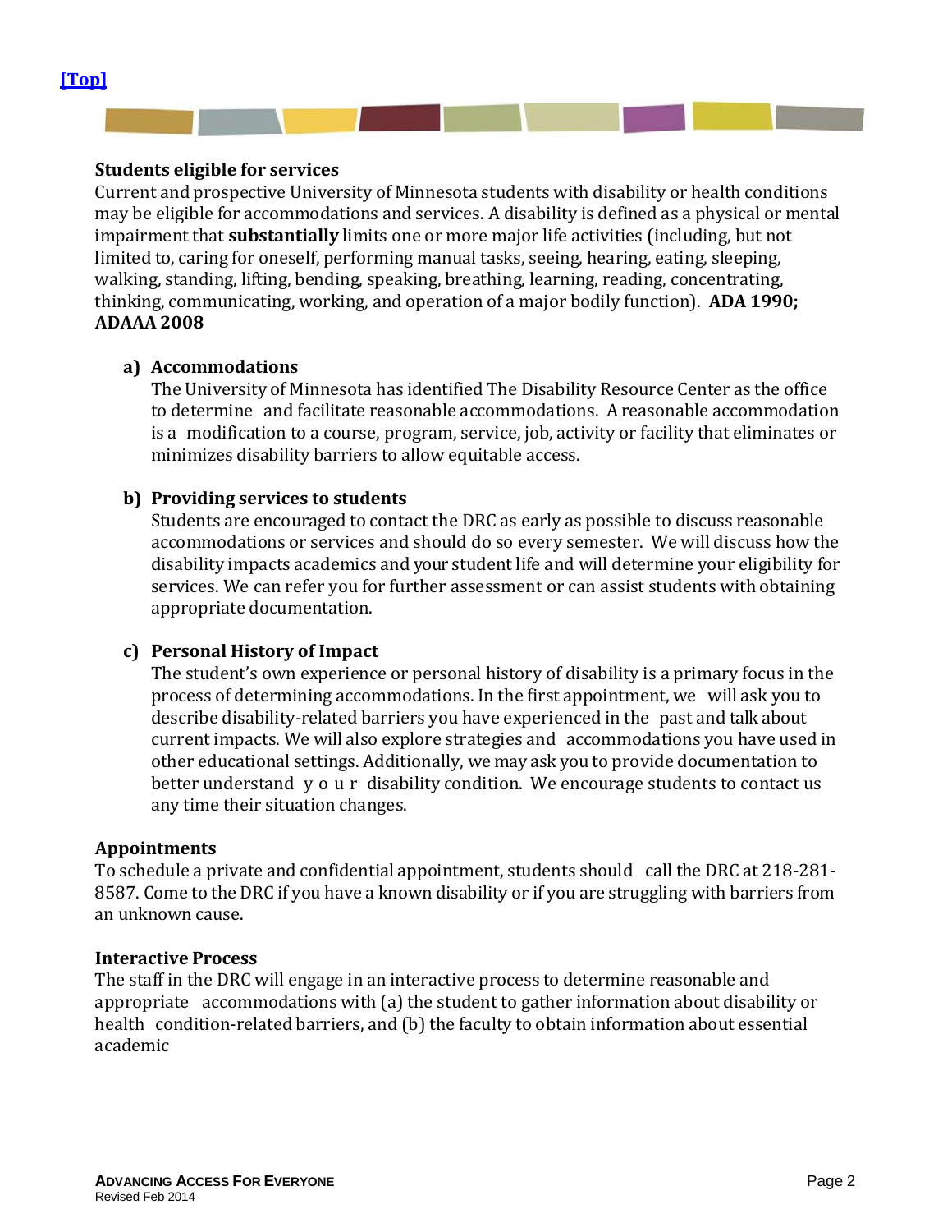[Top]

**Students eligible for services**

Current and prospective University of Minnesota students with disability or health conditions may be eligible for accommodations and services. A disability is defined as a physical or mental impairment that **substantially** limits one or more major life activities (including, but not limited to, caring for oneself, performing manual tasks, seeing, hearing, eating, sleeping, walking, standing, lifting, bending, speaking, breathing, learning, reading, concentrating, thinking, communicating, working, and operation of a major bodily function). **ADA 1990; ADAAA 2008**

a) **Accommodations**
   The University of Minnesota has identified The Disability Resource Center as the office to determine and facilitate reasonable accommodations. A reasonable accommodation is a modification to a course, program, service, job, activity or facility that eliminates or minimizes disability barriers to allow equitable access.

b) **Providing services to students**
   Students are encouraged to contact the DRC as early as possible to discuss reasonable accommodations or services and should do so every semester. We will discuss how the disability impacts academics and your student life and will determine your eligibility for services. We can refer you for further assessment or can assist students with obtaining appropriate documentation.

c) **Personal History of Impact**
   The student's own experience or personal history of disability is a primary focus in the process of determining accommodations. In the first appointment, we will ask you to describe disability-related barriers you have experienced in the past and talk about current impacts. We will also explore strategies and accommodations you have used in other educational settings. Additionally, we may ask you to provide documentation to better understand your disability condition. We encourage students to contact us any time their situation changes.

**Appointments**

To schedule a private and confidential appointment, students should call the DRC at 218-281-8587. Come to the DRC if you have a known disability or if you are struggling with barriers from an unknown cause.

**Interactive Process**

The staff in the DRC will engage in an interactive process to determine reasonable and appropriate accommodations with (a) the student to gather information about disability or health condition-related barriers, and (b) the faculty to obtain information about essential academic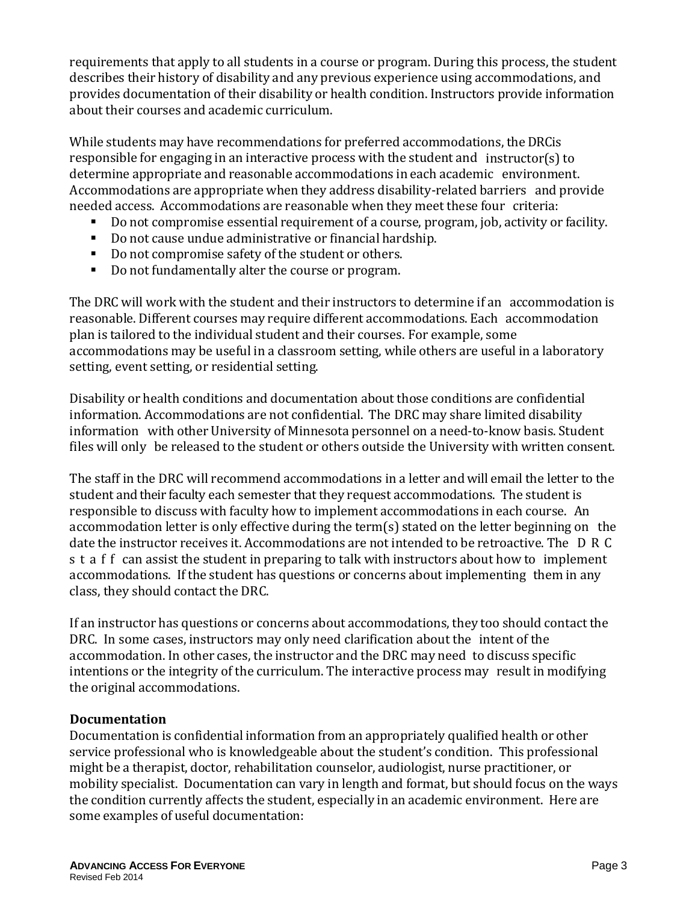requirements that apply to all students in a course or program. During this process, the student describes their history of disability and any previous experience using accommodations, and provides documentation of their disability or health condition. Instructors provide information about their courses and academic curriculum.

While students may have recommendations for preferred accommodations, the DRCis responsible for engaging in an interactive process with the student and instructor(s) to determine appropriate and reasonable accommodations in each academic environment. Accommodations are appropriate when they address disability-related barriers and provide needed access. Accommodations are reasonable when they meet these four criteria:

- Do not compromise essential requirement of a course, program, job, activity or facility.
- Do not cause undue administrative or financial hardship.
- Do not compromise safety of the student or others.
- Do not fundamentally alter the course or program.

The DRC will work with the student and their instructors to determine if an accommodation is reasonable. Different courses may require different accommodations. Each accommodation plan is tailored to the individual student and their courses. For example, some accommodations may be useful in a classroom setting, while others are useful in a laboratory setting, event setting, or residential setting.

Disability or health conditions and documentation about those conditions are confidential information. Accommodations are not confidential. The DRC may share limited disability information with other University of Minnesota personnel on a need-to-know basis. Student files will only be released to the student or others outside the University with written consent.

The staff in the DRC will recommend accommodations in a letter and will email the letter to the student and their faculty each semester that they request accommodations. The student is responsible to discuss with faculty how to implement accommodations in each course. An accommodation letter is only effective during the term(s) stated on the letter beginning on the date the instructor receives it. Accommodations are not intended to be retroactive. The DRC staff can assist the student in preparing to talk with instructors about how to implement accommodations. If the student has questions or concerns about implementing them in any class, they should contact the DRC.

If an instructor has questions or concerns about accommodations, they too should contact the DRC. In some cases, instructors may only need clarification about the intent of the accommodation. In other cases, the instructor and the DRC may need to discuss specific intentions or the integrity of the curriculum. The interactive process may result in modifying the original accommodations.

### Documentation

Documentation is confidential information from an appropriately qualified health or other service professional who is knowledgeable about the student's condition. This professional might be a therapist, doctor, rehabilitation counselor, audiologist, nurse practitioner, or mobility specialist. Documentation can vary in length and format, but should focus on the ways the condition currently affects the student, especially in an academic environment. Here are some examples of useful documentation: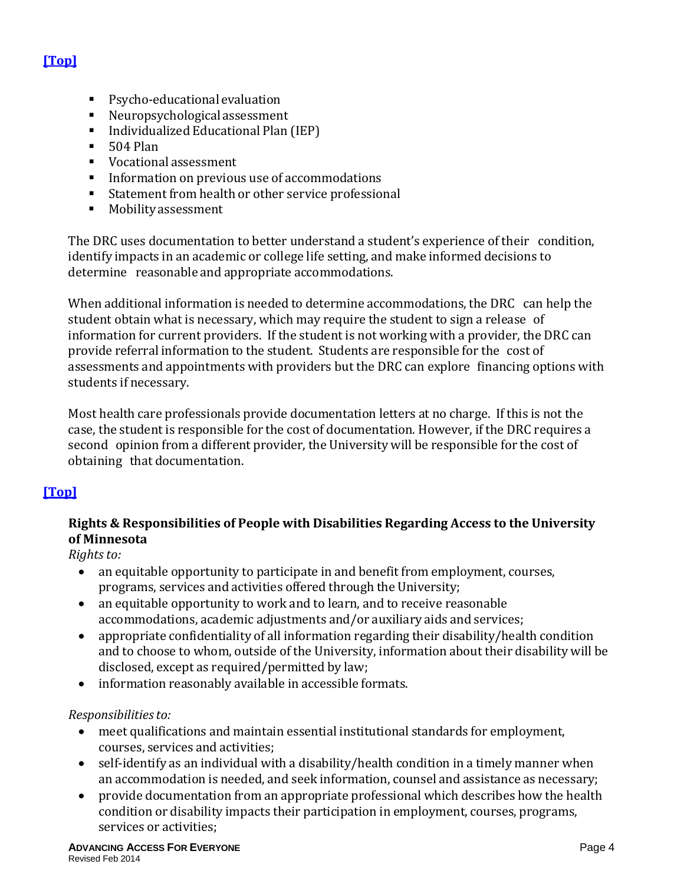**[Top]**

- Psycho-educational evaluation
- Neuropsychological assessment
- Individualized Educational Plan (IEP)
- 504 Plan
- Vocational assessment
- Information on previous use of accommodations
- Statement from health or other service professional
- Mobility assessment

The DRC uses documentation to better understand a student's experience of their condition, identify impacts in an academic or college life setting, and make informed decisions to determine reasonable and appropriate accommodations.

When additional information is needed to determine accommodations, the DRC can help the student obtain what is necessary, which may require the student to sign a release of information for current providers. If the student is not working with a provider, the DRC can provide referral information to the student. Students are responsible for the cost of assessments and appointments with providers but the DRC can explore financing options with students if necessary.

Most health care professionals provide documentation letters at no charge. If this is not the case, the student is responsible for the cost of documentation. However, if the DRC requires a second opinion from a different provider, the University will be responsible for the cost of obtaining that documentation.

**[Top]**

### Rights & Responsibilities of People with Disabilities Regarding Access to the University of Minnesota

*Rights to:*

- an equitable opportunity to participate in and benefit from employment, courses, programs, services and activities offered through the University;
- an equitable opportunity to work and to learn, and to receive reasonable accommodations, academic adjustments and/or auxiliary aids and services;
- appropriate confidentiality of all information regarding their disability/health condition and to choose to whom, outside of the University, information about their disability will be disclosed, except as required/permitted by law;
- information reasonably available in accessible formats.

*Responsibilities to:*

- meet qualifications and maintain essential institutional standards for employment, courses, services and activities;
- self-identify as an individual with a disability/health condition in a timely manner when an accommodation is needed, and seek information, counsel and assistance as necessary;
- provide documentation from an appropriate professional which describes how the health condition or disability impacts their participation in employment, courses, programs, services or activities;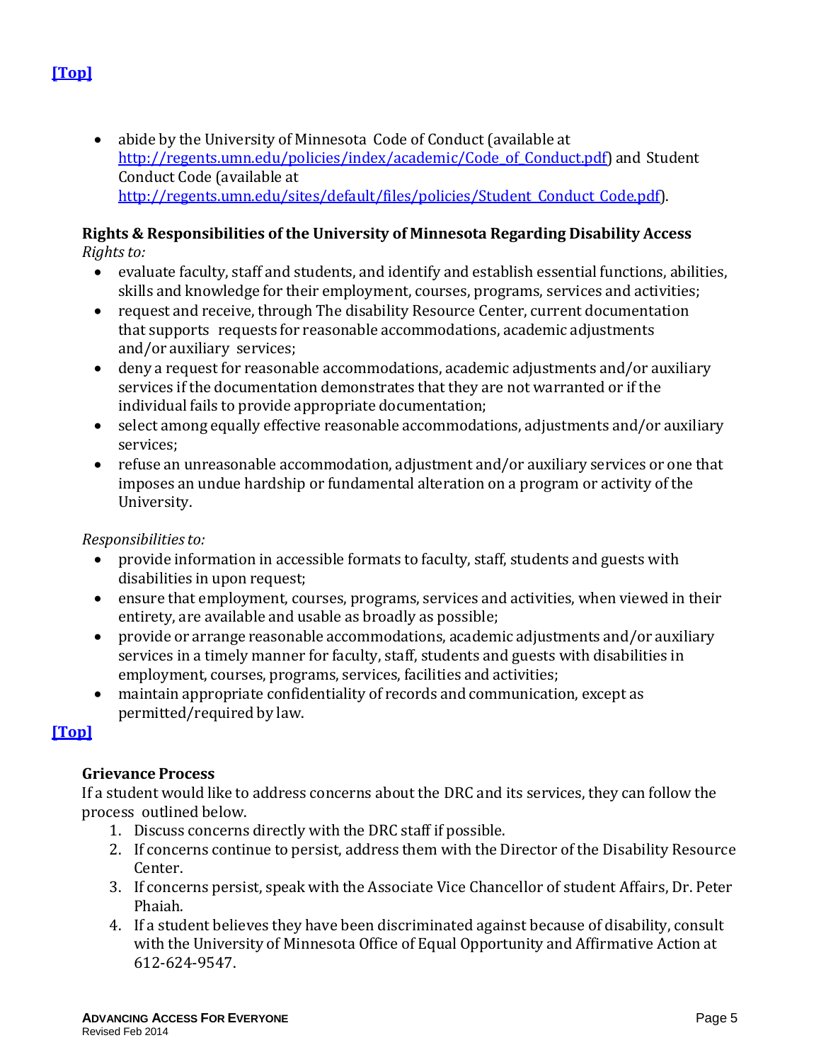[Top]

- abide by the University of Minnesota Code of Conduct (available at http://regents.umn.edu/policies/index/academic/Code_of_Conduct.pdf) and Student Conduct Code (available at http://regents.umn.edu/sites/default/files/policies/Student_Conduct_Code.pdf).

### Rights & Responsibilities of the University of Minnesota Regarding Disability Access

*Rights to:*

- evaluate faculty, staff and students, and identify and establish essential functions, abilities, skills and knowledge for their employment, courses, programs, services and activities;
- request and receive, through The disability Resource Center, current documentation that supports requests for reasonable accommodations, academic adjustments and/or auxiliary services;
- deny a request for reasonable accommodations, academic adjustments and/or auxiliary services if the documentation demonstrates that they are not warranted or if the individual fails to provide appropriate documentation;
- select among equally effective reasonable accommodations, adjustments and/or auxiliary services;
- refuse an unreasonable accommodation, adjustment and/or auxiliary services or one that imposes an undue hardship or fundamental alteration on a program or activity of the University.

*Responsibilities to:*

- provide information in accessible formats to faculty, staff, students and guests with disabilities in upon request;
- ensure that employment, courses, programs, services and activities, when viewed in their entirety, are available and usable as broadly as possible;
- provide or arrange reasonable accommodations, academic adjustments and/or auxiliary services in a timely manner for faculty, staff, students and guests with disabilities in employment, courses, programs, services, facilities and activities;
- maintain appropriate confidentiality of records and communication, except as permitted/required by law.

[Top]

### Grievance Process

If a student would like to address concerns about the DRC and its services, they can follow the process outlined below.

1. Discuss concerns directly with the DRC staff if possible.
2. If concerns continue to persist, address them with the Director of the Disability Resource Center.
3. If concerns persist, speak with the Associate Vice Chancellor of student Affairs, Dr. Peter Phaiah.
4. If a student believes they have been discriminated against because of disability, consult with the University of Minnesota Office of Equal Opportunity and Affirmative Action at 612-624-9547.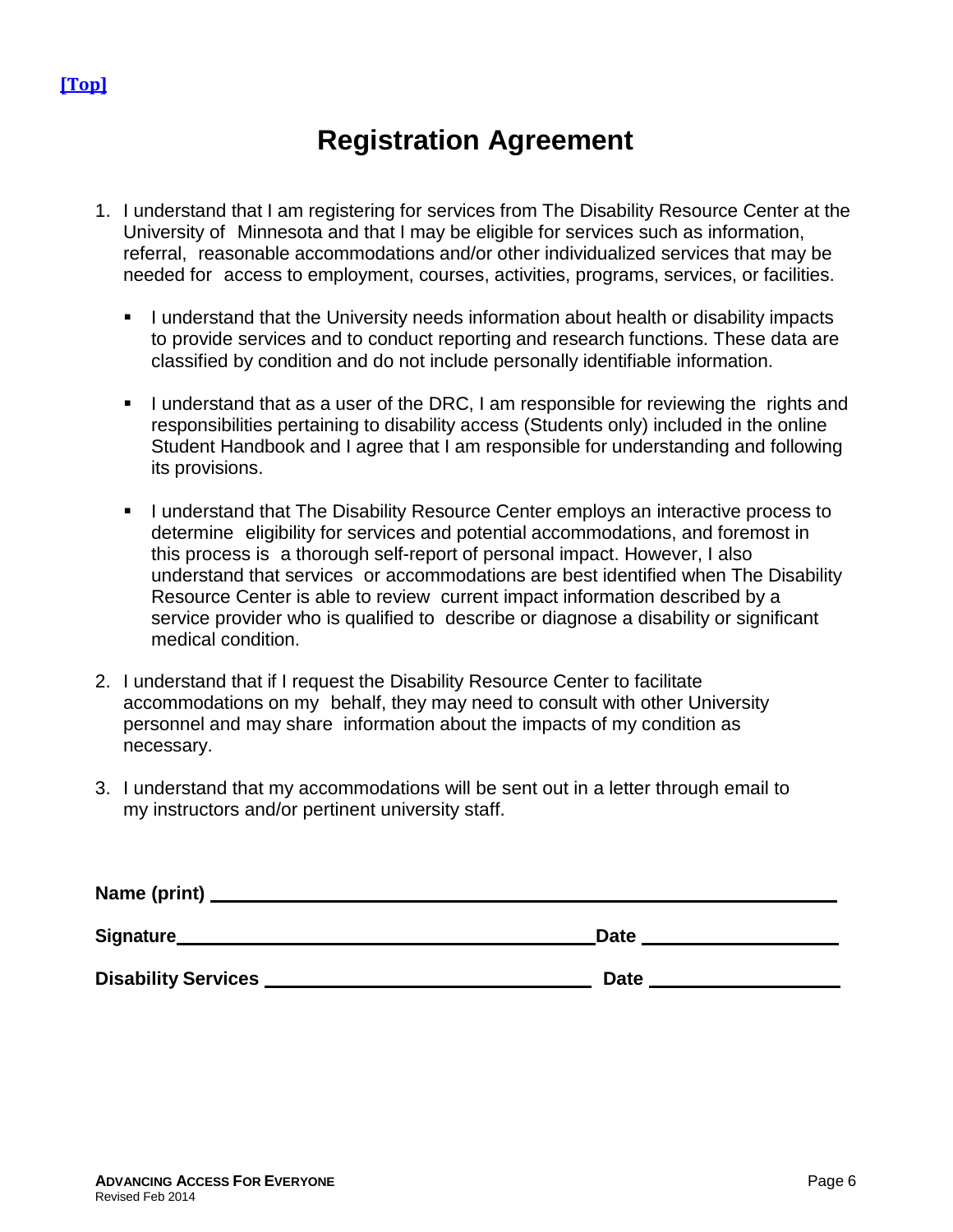[Top]

# Registration Agreement

1. I understand that I am registering for services from The Disability Resource Center at the University of Minnesota and that I may be eligible for services such as information, referral, reasonable accommodations and/or other individualized services that may be needed for access to employment, courses, activities, programs, services, or facilities.

   - I understand that the University needs information about health or disability impacts to provide services and to conduct reporting and research functions. These data are classified by condition and do not include personally identifiable information.

   - I understand that as a user of the DRC, I am responsible for reviewing the rights and responsibilities pertaining to disability access (Students only) included in the online Student Handbook and I agree that I am responsible for understanding and following its provisions.

   - I understand that The Disability Resource Center employs an interactive process to determine eligibility for services and potential accommodations, and foremost in this process is a thorough self-report of personal impact. However, I also understand that services or accommodations are best identified when The Disability Resource Center is able to review current impact information described by a service provider who is qualified to describe or diagnose a disability or significant medical condition.

2. I understand that if I request the Disability Resource Center to facilitate accommodations on my behalf, they may need to consult with other University personnel and may share information about the impacts of my condition as necessary.

3. I understand that my accommodations will be sent out in a letter through email to my instructors and/or pertinent university staff.

**Name (print)** ______________________________________________

**Signature**______________________________ **Date** ______________

**Disability Services** _________________________ **Date** ______________

**ADVANCING ACCESS FOR EVERYONE**
Revised Feb 2014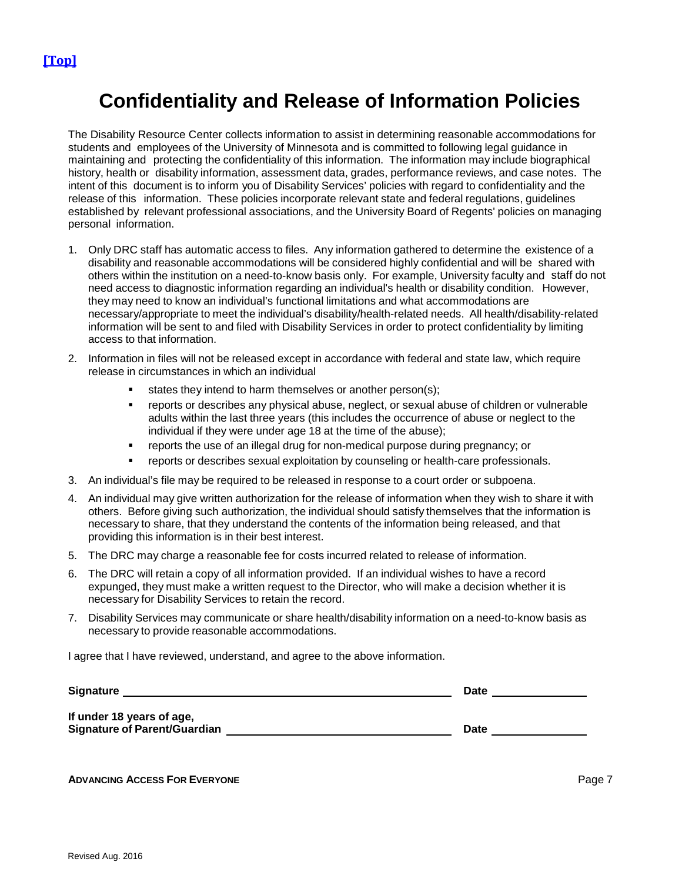[Top]

# Confidentiality and Release of Information Policies

The Disability Resource Center collects information to assist in determining reasonable accommodations for students and employees of the University of Minnesota and is committed to following legal guidance in maintaining and protecting the confidentiality of this information. The information may include biographical history, health or disability information, assessment data, grades, performance reviews, and case notes. The intent of this document is to inform you of Disability Services' policies with regard to confidentiality and the release of this information. These policies incorporate relevant state and federal regulations, guidelines established by relevant professional associations, and the University Board of Regents' policies on managing personal information.

1. Only DRC staff has automatic access to files. Any information gathered to determine the existence of a disability and reasonable accommodations will be considered highly confidential and will be shared with others within the institution on a need-to-know basis only. For example, University faculty and staff do not need access to diagnostic information regarding an individual's health or disability condition. However, they may need to know an individual's functional limitations and what accommodations are necessary/appropriate to meet the individual's disability/health-related needs. All health/disability-related information will be sent to and filed with Disability Services in order to protect confidentiality by limiting access to that information.
2. Information in files will not be released except in accordance with federal and state law, which require release in circumstances in which an individual
   - states they intend to harm themselves or another person(s);
   - reports or describes any physical abuse, neglect, or sexual abuse of children or vulnerable adults within the last three years (this includes the occurrence of abuse or neglect to the individual if they were under age 18 at the time of the abuse);
   - reports the use of an illegal drug for non-medical purpose during pregnancy; or
   - reports or describes sexual exploitation by counseling or health-care professionals.
3. An individual's file may be required to be released in response to a court order or subpoena.
4. An individual may give written authorization for the release of information when they wish to share it with others. Before giving such authorization, the individual should satisfy themselves that the information is necessary to share, that they understand the contents of the information being released, and that providing this information is in their best interest.
5. The DRC may charge a reasonable fee for costs incurred related to release of information.
6. The DRC will retain a copy of all information provided. If an individual wishes to have a record expunged, they must make a written request to the Director, who will make a decision whether it is necessary for Disability Services to retain the record.
7. Disability Services may communicate or share health/disability information on a need-to-know basis as necessary to provide reasonable accommodations.

I agree that I have reviewed, understand, and agree to the above information.

**Signature** ________________________________________ **Date** ______________

**If under 18 years of age,**
**Signature of Parent/Guardian** ____________________________ **Date** ______________

**ADVANCING ACCESS FOR EVERYONE**

Revised Aug. 2016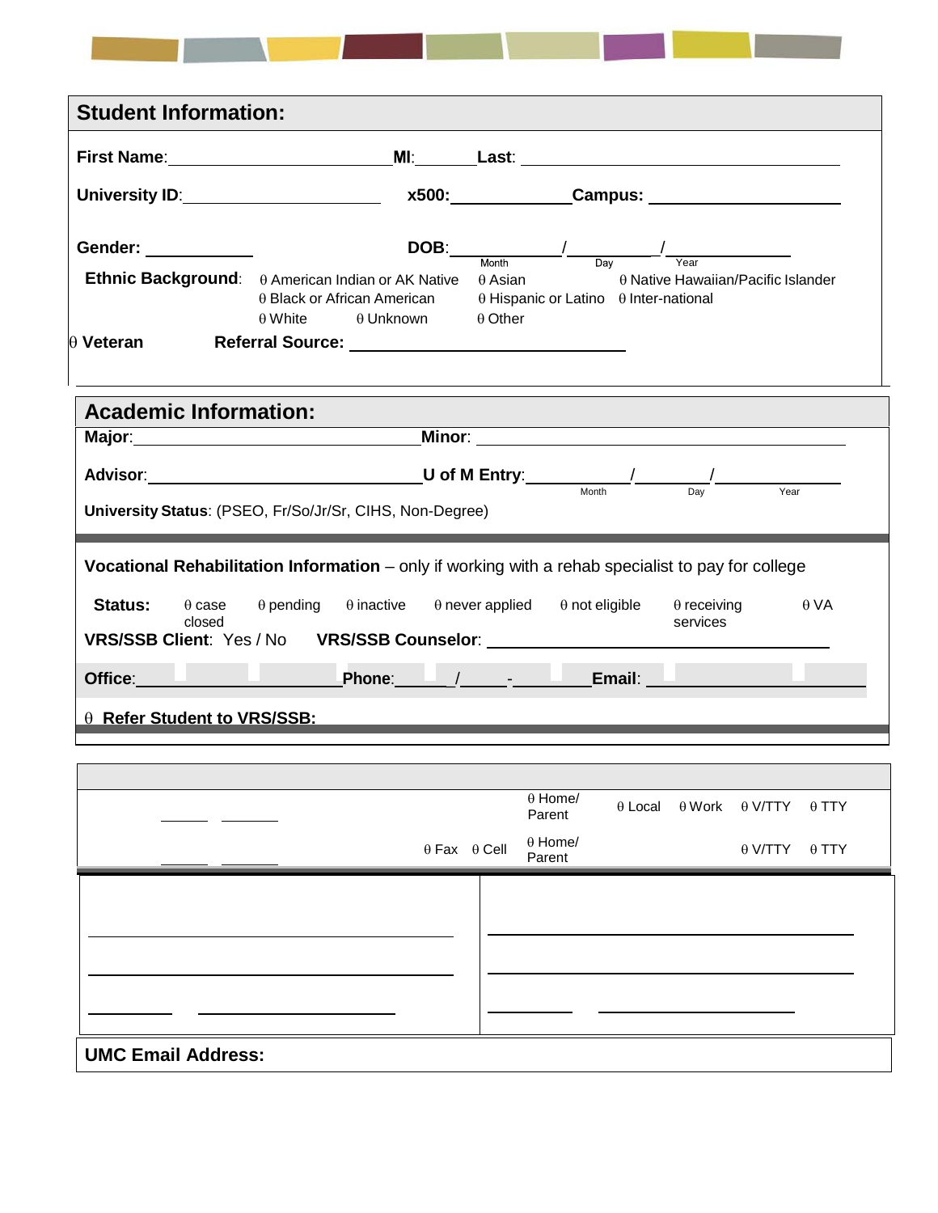## Student Information:

**First Name**:\_\_\_\_\_\_\_\_\_\_\_\_\_\_\_\_\_\_\_\_\_\_\_\_ **MI**:\_\_\_\_\_\_ **Last**: \_\_\_\_\_\_\_\_\_\_\_\_\_\_\_\_\_\_\_\_\_\_\_\_\_\_\_\_\_\_\_\_

**University ID**:\_\_\_\_\_\_\_\_\_\_\_\_\_\_\_\_\_\_\_\_ **x500:**\_\_\_\_\_\_\_\_\_\_\_\_ **Campus:** \_\_\_\_\_\_\_\_\_\_\_\_\_\_\_\_\_\_\_\_

**Gender:** \_\_\_\_\_\_\_\_\_\_\_ **DOB**:\_\_\_\_\_\_\_\_\_\_\_/\_\_\_\_\_\_\_\_\_\_/\_\_\_\_\_\_\_\_\_\_\_\_
Month Day Year

**Ethnic Background**: θ American Indian or AK Native θ Asian θ Native Hawaiian/Pacific Islander θ Black or African American θ Hispanic or Latino θ Inter-national θ White θ Unknown θ Other

θ **Veteran** **Referral Source:** \_\_\_\_\_\_\_\_\_\_\_\_\_\_\_\_\_\_\_\_\_\_\_\_\_\_\_\_\_\_

## Academic Information:

**Major**:\_\_\_\_\_\_\_\_\_\_\_\_\_\_\_\_\_\_\_\_\_\_\_\_\_\_\_\_\_\_\_ **Minor**: \_\_\_\_\_\_\_\_\_\_\_\_\_\_\_\_\_\_\_\_\_\_\_\_\_\_\_\_\_\_\_\_\_\_\_\_\_\_

**Advisor**:\_\_\_\_\_\_\_\_\_\_\_\_\_\_\_\_\_\_\_\_\_\_\_\_\_\_\_\_\_\_\_ **U of M Entry**:\_\_\_\_\_\_\_\_\_\_\_/\_\_\_\_\_\_\_\_/\_\_\_\_\_\_\_\_\_\_\_\_\_
Month Day Year

**University Status**: (PSEO, Fr/So/Jr/Sr, CIHS, Non-Degree)

**Vocational Rehabilitation Information** – only if working with a rehab specialist to pay for college

**Status:** θ case closed θ pending θ inactive θ never applied θ not eligible θ receiving services θ VA

**VRS/SSB Client**: Yes / No **VRS/SSB Counselor**: \_\_\_\_\_\_\_\_\_\_\_\_\_\_\_\_\_\_\_\_\_\_\_\_\_\_\_\_\_\_\_\_\_\_\_\_\_\_

**Office**:\_\_\_\_\_\_\_\_\_\_\_\_\_\_\_\_\_\_\_\_\_\_\_ **Phone**:\_\_\_\_\_\_/\_\_\_\_\_-\_\_\_\_\_\_\_\_ **Email**: \_\_\_\_\_\_\_\_\_\_\_\_\_\_\_\_\_\_\_\_\_\_\_\_\_

θ **Refer Student to VRS/SSB:**

\_\_\_\_\_ \_\_\_\_\_\_ θ Home/ Parent θ Local θ Work θ V/TTY θ TTY

\_\_\_\_\_ \_\_\_\_\_\_ θ Fax θ Cell θ Home/ Parent θ V/TTY θ TTY

**UMC Email Address:**